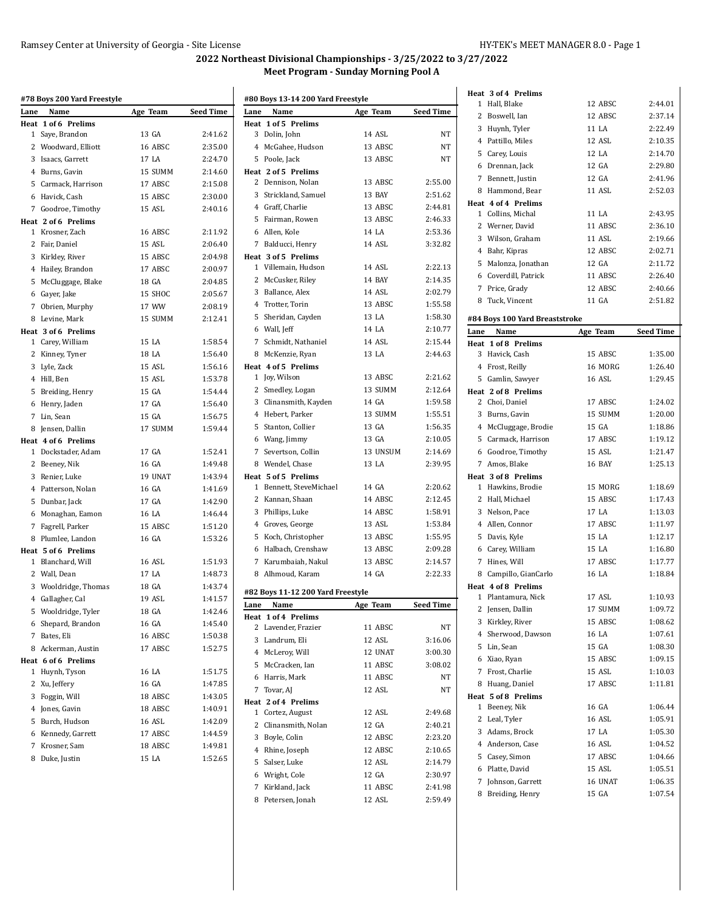# 2022 Northeast Divisional Championships - 3/25/2022 to 3/27/2022

## Meet Program - Sunday Morning Pool A

### #78 Boys 200 Yard Freestyle

| Lane | Name | Age | Team | Seed Time |
|---|---|---|---|---|
| **Heat 1 of 6 Prelims** | | | | |
| 1 | Saye, Brandon | 13 | GA | 2:41.62 |
| 2 | Woodward, Elliott | 16 | ABSC | 2:35.00 |
| 3 | Isaacs, Garrett | 17 | LA | 2:24.70 |
| 4 | Burns, Gavin | 15 | SUMM | 2:14.60 |
| 5 | Carmack, Harrison | 17 | ABSC | 2:15.08 |
| 6 | Havick, Cash | 15 | ABSC | 2:30.00 |
| 7 | Goodroe, Timothy | 15 | ASL | 2:40.16 |
| **Heat 2 of 6 Prelims** | | | | |
| 1 | Krosner, Zach | 16 | ABSC | 2:11.92 |
| 2 | Fair, Daniel | 15 | ASL | 2:06.40 |
| 3 | Kirkley, River | 15 | ABSC | 2:04.98 |
| 4 | Hailey, Brandon | 17 | ABSC | 2:00.97 |
| 5 | McCluggage, Blake | 18 | GA | 2:04.85 |
| 6 | Gayer, Jake | 15 | SHOC | 2:05.67 |
| 7 | Obrien, Murphy | 17 | WW | 2:08.19 |
| 8 | Levine, Mark | 15 | SUMM | 2:12.41 |
| **Heat 3 of 6 Prelims** | | | | |
| 1 | Carey, William | 15 | LA | 1:58.54 |
| 2 | Kinney, Tyner | 18 | LA | 1:56.40 |
| 3 | Lyle, Zack | 15 | ASL | 1:56.16 |
| 4 | Hill, Ben | 15 | ASL | 1:53.78 |
| 5 | Breiding, Henry | 15 | GA | 1:54.44 |
| 6 | Henry, Jaden | 17 | GA | 1:56.40 |
| 7 | Lin, Sean | 15 | GA | 1:56.75 |
| 8 | Jensen, Dallin | 17 | SUMM | 1:59.44 |
| **Heat 4 of 6 Prelims** | | | | |
| 1 | Dockstader, Adam | 17 | GA | 1:52.41 |
| 2 | Beeney, Nik | 16 | GA | 1:49.48 |
| 3 | Renier, Luke | 19 | UNAT | 1:43.94 |
| 4 | Patterson, Nolan | 16 | GA | 1:41.69 |
| 5 | Dunbar, Jack | 17 | GA | 1:42.90 |
| 6 | Monaghan, Eamon | 16 | LA | 1:46.44 |
| 7 | Fagrell, Parker | 15 | ABSC | 1:51.20 |
| 8 | Plumlee, Landon | 16 | GA | 1:53.26 |
| **Heat 5 of 6 Prelims** | | | | |
| 1 | Blanchard, Will | 16 | ASL | 1:51.93 |
| 2 | Wall, Dean | 17 | LA | 1:48.73 |
| 3 | Wooldridge, Thomas | 18 | GA | 1:43.74 |
| 4 | Gallagher, Cal | 19 | ASL | 1:41.57 |
| 5 | Wooldridge, Tyler | 18 | GA | 1:42.46 |
| 6 | Shepard, Brandon | 16 | GA | 1:45.40 |
| 7 | Bates, Eli | 16 | ABSC | 1:50.38 |
| 8 | Ackerman, Austin | 17 | ABSC | 1:52.75 |
| **Heat 6 of 6 Prelims** | | | | |
| 1 | Huynh, Tyson | 16 | LA | 1:51.75 |
| 2 | Xu, Jeffery | 16 | GA | 1:47.85 |
| 3 | Foggin, Will | 18 | ABSC | 1:43.05 |
| 4 | Jones, Gavin | 18 | ABSC | 1:40.91 |
| 5 | Burch, Hudson | 16 | ASL | 1:42.09 |
| 6 | Kennedy, Garrett | 17 | ABSC | 1:44.59 |
| 7 | Krosner, Sam | 18 | ABSC | 1:49.81 |
| 8 | Duke, Justin | 15 | LA | 1:52.65 |

### #80 Boys 13-14 200 Yard Freestyle

| Lane | Name | Age | Team | Seed Time |
|---|---|---|---|---|
| **Heat 1 of 5 Prelims** | | | | |
| 3 | Dolin, John | 14 | ASL | NT |
| 4 | McGahee, Hudson | 13 | ABSC | NT |
| 5 | Poole, Jack | 13 | ABSC | NT |
| **Heat 2 of 5 Prelims** | | | | |
| 2 | Dennison, Nolan | 13 | ABSC | 2:55.00 |
| 3 | Strickland, Samuel | 13 | BAY | 2:51.62 |
| 4 | Graff, Charlie | 13 | ABSC | 2:44.81 |
| 5 | Fairman, Rowen | 13 | ABSC | 2:46.33 |
| 6 | Allen, Kole | 14 | LA | 2:53.36 |
| 7 | Balducci, Henry | 14 | ASL | 3:32.82 |
| **Heat 3 of 5 Prelims** | | | | |
| 1 | Villemain, Hudson | 14 | ASL | 2:22.13 |
| 2 | McCusker, Riley | 14 | BAY | 2:14.35 |
| 3 | Ballance, Alex | 14 | ASL | 2:02.79 |
| 4 | Trotter, Torin | 13 | ABSC | 1:55.58 |
| 5 | Sheridan, Cayden | 13 | LA | 1:58.30 |
| 6 | Wall, Jeff | 14 | LA | 2:10.77 |
| 7 | Schmidt, Nathaniel | 14 | ASL | 2:15.44 |
| 8 | McKenzie, Ryan | 13 | LA | 2:44.63 |
| **Heat 4 of 5 Prelims** | | | | |
| 1 | Joy, Wilson | 13 | ABSC | 2:21.62 |
| 2 | Smedley, Logan | 13 | SUMM | 2:12.64 |
| 3 | Clinansmith, Kayden | 14 | GA | 1:59.58 |
| 4 | Hebert, Parker | 13 | SUMM | 1:55.51 |
| 5 | Stanton, Collier | 13 | GA | 1:56.35 |
| 6 | Wang, Jimmy | 13 | GA | 2:10.05 |
| 7 | Severtson, Collin | 13 | UNSUM | 2:14.69 |
| 8 | Wendel, Chase | 13 | LA | 2:39.95 |
| **Heat 5 of 5 Prelims** | | | | |
| 1 | Bennett, SteveMichael | 14 | GA | 2:20.62 |
| 2 | Kannan, Shaan | 14 | ABSC | 2:12.45 |
| 3 | Phillips, Luke | 14 | ABSC | 1:58.91 |
| 4 | Groves, George | 13 | ASL | 1:53.84 |
| 5 | Koch, Christopher | 13 | ABSC | 1:55.95 |
| 6 | Halbach, Crenshaw | 13 | ABSC | 2:09.28 |
| 7 | Karumbaiah, Nakul | 13 | ABSC | 2:14.57 |
| 8 | Alhmoud, Karam | 14 | GA | 2:22.33 |

### #82 Boys 11-12 200 Yard Freestyle

| Lane | Name | Age | Team | Seed Time |
|---|---|---|---|---|
| **Heat 1 of 4 Prelims** | | | | |
| 2 | Lavender, Frazier | 11 | ABSC | NT |
| 3 | Landrum, Eli | 12 | ASL | 3:16.06 |
| 4 | McLeroy, Will | 12 | UNAT | 3:00.30 |
| 5 | McCracken, Ian | 11 | ABSC | 3:08.02 |
| 6 | Harris, Mark | 11 | ABSC | NT |
| 7 | Tovar, AJ | 12 | ASL | NT |
| **Heat 2 of 4 Prelims** | | | | |
| 1 | Cortez, August | 12 | ASL | 2:49.68 |
| 2 | Clinansmith, Nolan | 12 | GA | 2:40.21 |
| 3 | Boyle, Colin | 12 | ABSC | 2:23.20 |
| 4 | Rhine, Joseph | 12 | ABSC | 2:10.65 |
| 5 | Salser, Luke | 12 | ASL | 2:14.79 |
| 6 | Wright, Cole | 12 | GA | 2:30.97 |
| 7 | Kirkland, Jack | 11 | ABSC | 2:41.98 |
| 8 | Petersen, Jonah | 12 | ASL | 2:59.49 |
| **Heat 3 of 4 Prelims** | | | | |
| 1 | Hall, Blake | 12 | ABSC | 2:44.01 |
| 2 | Boswell, Ian | 12 | ABSC | 2:37.14 |
| 3 | Huynh, Tyler | 11 | LA | 2:22.49 |
| 4 | Pattillo, Miles | 12 | ASL | 2:10.35 |
| 5 | Carey, Louis | 12 | LA | 2:14.70 |
| 6 | Drennan, Jack | 12 | GA | 2:29.80 |
| 7 | Bennett, Justin | 12 | GA | 2:41.96 |
| 8 | Hammond, Bear | 11 | ASL | 2:52.03 |
| **Heat 4 of 4 Prelims** | | | | |
| 1 | Collins, Michal | 11 | LA | 2:43.95 |
| 2 | Werner, David | 11 | ABSC | 2:36.10 |
| 3 | Wilson, Graham | 11 | ASL | 2:19.66 |
| 4 | Bahr, Kipras | 12 | ABSC | 2:02.71 |
| 5 | Malonza, Jonathan | 12 | GA | 2:11.72 |
| 6 | Coverdill, Patrick | 11 | ABSC | 2:26.40 |
| 7 | Price, Grady | 12 | ABSC | 2:40.66 |
| 8 | Tuck, Vincent | 11 | GA | 2:51.82 |

### #84 Boys 100 Yard Breaststroke

| Lane | Name | Age | Team | Seed Time |
|---|---|---|---|---|
| **Heat 1 of 8 Prelims** | | | | |
| 3 | Havick, Cash | 15 | ABSC | 1:35.00 |
| 4 | Frost, Reilly | 16 | MORG | 1:26.40 |
| 5 | Gamlin, Sawyer | 16 | ASL | 1:29.45 |
| **Heat 2 of 8 Prelims** | | | | |
| 2 | Choi, Daniel | 17 | ABSC | 1:24.02 |
| 3 | Burns, Gavin | 15 | SUMM | 1:20.00 |
| 4 | McCluggage, Brodie | 15 | GA | 1:18.86 |
| 5 | Carmack, Harrison | 17 | ABSC | 1:19.12 |
| 6 | Goodroe, Timothy | 15 | ASL | 1:21.47 |
| 7 | Amos, Blake | 16 | BAY | 1:25.13 |
| **Heat 3 of 8 Prelims** | | | | |
| 1 | Hawkins, Brodie | 15 | MORG | 1:18.69 |
| 2 | Hall, Michael | 15 | ABSC | 1:17.43 |
| 3 | Nelson, Pace | 17 | LA | 1:13.03 |
| 4 | Allen, Connor | 17 | ABSC | 1:11.97 |
| 5 | Davis, Kyle | 15 | LA | 1:12.17 |
| 6 | Carey, William | 15 | LA | 1:16.80 |
| 7 | Hines, Will | 17 | ABSC | 1:17.77 |
| 8 | Campillo, GianCarlo | 16 | LA | 1:18.84 |
| **Heat 4 of 8 Prelims** | | | | |
| 1 | Plantamura, Nick | 17 | ASL | 1:10.93 |
| 2 | Jensen, Dallin | 17 | SUMM | 1:09.72 |
| 3 | Kirkley, River | 15 | ABSC | 1:08.62 |
| 4 | Sherwood, Dawson | 16 | LA | 1:07.61 |
| 5 | Lin, Sean | 15 | GA | 1:08.30 |
| 6 | Xiao, Ryan | 15 | ABSC | 1:09.15 |
| 7 | Frost, Charlie | 15 | ASL | 1:10.03 |
| 8 | Huang, Daniel | 17 | ABSC | 1:11.81 |
| **Heat 5 of 8 Prelims** | | | | |
| 1 | Beeney, Nik | 16 | GA | 1:06.44 |
| 2 | Leal, Tyler | 16 | ASL | 1:05.91 |
| 3 | Adams, Brock | 17 | LA | 1:05.30 |
| 4 | Anderson, Case | 16 | ASL | 1:04.52 |
| 5 | Casey, Simon | 17 | ABSC | 1:04.66 |
| 6 | Platte, David | 15 | ASL | 1:05.51 |
| 7 | Johnson, Garrett | 16 | UNAT | 1:06.35 |
| 8 | Breiding, Henry | 15 | GA | 1:07.54 |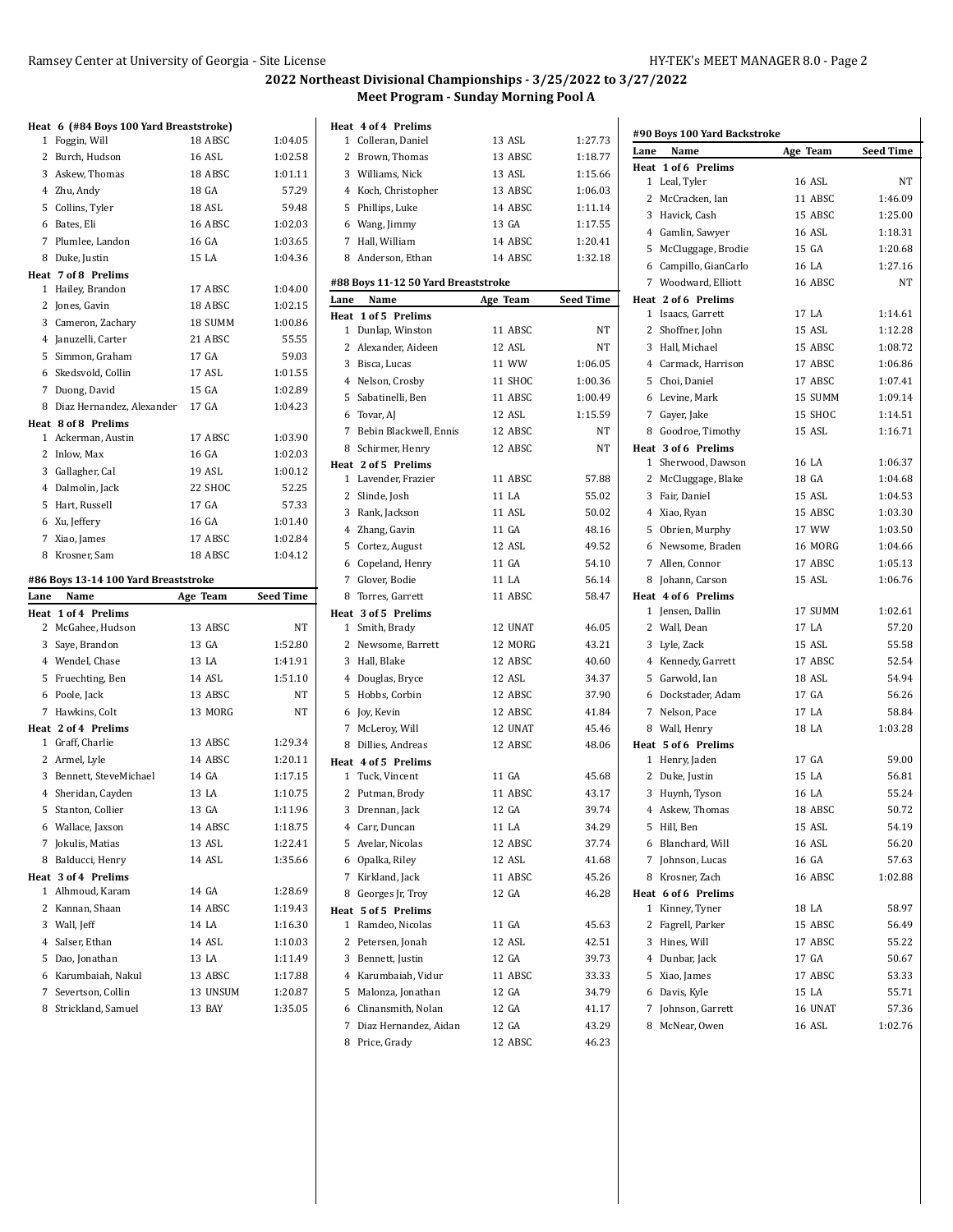## 2022 Northeast Divisional Championships - 3/25/2022 to 3/27/2022

### Meet Program - Sunday Morning Pool A

**Heat 6 (#84 Boys 100 Yard Breaststroke)**

| Lane | Name | Age | Team | Seed Time |
|---|---|---|---|---|
| 1 | Foggin, Will | 18 | ABSC | 1:04.05 |
| 2 | Burch, Hudson | 16 | ASL | 1:02.58 |
| 3 | Askew, Thomas | 18 | ABSC | 1:01.11 |
| 4 | Zhu, Andy | 18 | GA | 57.29 |
| 5 | Collins, Tyler | 18 | ASL | 59.48 |
| 6 | Bates, Eli | 16 | ABSC | 1:02.03 |
| 7 | Plumlee, Landon | 16 | GA | 1:03.65 |
| 8 | Duke, Justin | 15 | LA | 1:04.36 |

**Heat 7 of 8 Prelims**

| Lane | Name | Age | Team | Seed Time |
|---|---|---|---|---|
| 1 | Hailey, Brandon | 17 | ABSC | 1:04.00 |
| 2 | Jones, Gavin | 18 | ABSC | 1:02.15 |
| 3 | Cameron, Zachary | 18 | SUMM | 1:00.86 |
| 4 | Januzelli, Carter | 21 | ABSC | 55.55 |
| 5 | Simmon, Graham | 17 | GA | 59.03 |
| 6 | Skedsvold, Collin | 17 | ASL | 1:01.55 |
| 7 | Duong, David | 15 | GA | 1:02.89 |
| 8 | Diaz Hernandez, Alexander | 17 | GA | 1:04.23 |

**Heat 8 of 8 Prelims**

| Lane | Name | Age | Team | Seed Time |
|---|---|---|---|---|
| 1 | Ackerman, Austin | 17 | ABSC | 1:03.90 |
| 2 | Inlow, Max | 16 | GA | 1:02.03 |
| 3 | Gallagher, Cal | 19 | ASL | 1:00.12 |
| 4 | Dalmolin, Jack | 22 | SHOC | 52.25 |
| 5 | Hart, Russell | 17 | GA | 57.33 |
| 6 | Xu, Jeffery | 16 | GA | 1:01.40 |
| 7 | Xiao, James | 17 | ABSC | 1:02.84 |
| 8 | Krosner, Sam | 18 | ABSC | 1:04.12 |

### #86 Boys 13-14 100 Yard Breaststroke

**Heat 1 of 4 Prelims**

| Lane | Name | Age | Team | Seed Time |
|---|---|---|---|---|
| 2 | McGahee, Hudson | 13 | ABSC | NT |
| 3 | Saye, Brandon | 13 | GA | 1:52.80 |
| 4 | Wendel, Chase | 13 | LA | 1:41.91 |
| 5 | Fruechting, Ben | 14 | ASL | 1:51.10 |
| 6 | Poole, Jack | 13 | ABSC | NT |
| 7 | Hawkins, Colt | 13 | MORG | NT |

**Heat 2 of 4 Prelims**

| Lane | Name | Age | Team | Seed Time |
|---|---|---|---|---|
| 1 | Graff, Charlie | 13 | ABSC | 1:29.34 |
| 2 | Armel, Lyle | 14 | ABSC | 1:20.11 |
| 3 | Bennett, SteveMichael | 14 | GA | 1:17.15 |
| 4 | Sheridan, Cayden | 13 | LA | 1:10.75 |
| 5 | Stanton, Collier | 13 | GA | 1:11.96 |
| 6 | Wallace, Jaxson | 14 | ABSC | 1:18.75 |
| 7 | Jokulis, Matias | 13 | ASL | 1:22.41 |
| 8 | Balducci, Henry | 14 | ASL | 1:35.66 |

**Heat 3 of 4 Prelims**

| Lane | Name | Age | Team | Seed Time |
|---|---|---|---|---|
| 1 | Alhmoud, Karam | 14 | GA | 1:28.69 |
| 2 | Kannan, Shaan | 14 | ABSC | 1:19.43 |
| 3 | Wall, Jeff | 14 | LA | 1:16.30 |
| 4 | Salser, Ethan | 14 | ASL | 1:10.03 |
| 5 | Dao, Jonathan | 13 | LA | 1:11.49 |
| 6 | Karumbaiah, Nakul | 13 | ABSC | 1:17.88 |
| 7 | Severtson, Collin | 13 | UNSUM | 1:20.87 |
| 8 | Strickland, Samuel | 13 | BAY | 1:35.05 |

**Heat 4 of 4 Prelims**

| Lane | Name | Age | Team | Seed Time |
|---|---|---|---|---|
| 1 | Colleran, Daniel | 13 | ASL | 1:27.73 |
| 2 | Brown, Thomas | 13 | ABSC | 1:18.77 |
| 3 | Williams, Nick | 13 | ASL | 1:15.66 |
| 4 | Koch, Christopher | 13 | ABSC | 1:06.03 |
| 5 | Phillips, Luke | 14 | ABSC | 1:11.14 |
| 6 | Wang, Jimmy | 13 | GA | 1:17.55 |
| 7 | Hall, William | 14 | ABSC | 1:20.41 |
| 8 | Anderson, Ethan | 14 | ABSC | 1:32.18 |

### #88 Boys 11-12 50 Yard Breaststroke

**Heat 1 of 5 Prelims**

| Lane | Name | Age | Team | Seed Time |
|---|---|---|---|---|
| 1 | Dunlap, Winston | 11 | ABSC | NT |
| 2 | Alexander, Aideen | 12 | ASL | NT |
| 3 | Bisca, Lucas | 11 | WW | 1:06.05 |
| 4 | Nelson, Crosby | 11 | SHOC | 1:00.36 |
| 5 | Sabatinelli, Ben | 11 | ABSC | 1:00.49 |
| 6 | Tovar, AJ | 12 | ASL | 1:15.59 |
| 7 | Bebin Blackwell, Ennis | 12 | ABSC | NT |
| 8 | Schirmer, Henry | 12 | ABSC | NT |

**Heat 2 of 5 Prelims**

| Lane | Name | Age | Team | Seed Time |
|---|---|---|---|---|
| 1 | Lavender, Frazier | 11 | ABSC | 57.88 |
| 2 | Slinde, Josh | 11 | LA | 55.02 |
| 3 | Rank, Jackson | 11 | ASL | 50.02 |
| 4 | Zhang, Gavin | 11 | GA | 48.16 |
| 5 | Cortez, August | 12 | ASL | 49.52 |
| 6 | Copeland, Henry | 11 | GA | 54.10 |
| 7 | Glover, Bodie | 11 | LA | 56.14 |
| 8 | Torres, Garrett | 11 | ABSC | 58.47 |

**Heat 3 of 5 Prelims**

| Lane | Name | Age | Team | Seed Time |
|---|---|---|---|---|
| 1 | Smith, Brady | 12 | UNAT | 46.05 |
| 2 | Newsome, Barrett | 12 | MORG | 43.21 |
| 3 | Hall, Blake | 12 | ABSC | 40.60 |
| 4 | Douglas, Bryce | 12 | ASL | 34.37 |
| 5 | Hobbs, Corbin | 12 | ABSC | 37.90 |
| 6 | Joy, Kevin | 12 | ABSC | 41.84 |
| 7 | McLeroy, Will | 12 | UNAT | 45.46 |
| 8 | Dillies, Andreas | 12 | ABSC | 48.06 |

**Heat 4 of 5 Prelims**

| Lane | Name | Age | Team | Seed Time |
|---|---|---|---|---|
| 1 | Tuck, Vincent | 11 | GA | 45.68 |
| 2 | Putman, Brody | 11 | ABSC | 43.17 |
| 3 | Drennan, Jack | 12 | GA | 39.74 |
| 4 | Carr, Duncan | 11 | LA | 34.29 |
| 5 | Avelar, Nicolas | 12 | ABSC | 37.74 |
| 6 | Opalka, Riley | 12 | ASL | 41.68 |
| 7 | Kirkland, Jack | 11 | ABSC | 45.26 |
| 8 | Georges Jr, Troy | 12 | GA | 46.28 |

**Heat 5 of 5 Prelims**

| Lane | Name | Age | Team | Seed Time |
|---|---|---|---|---|
| 1 | Ramdeo, Nicolas | 11 | GA | 45.63 |
| 2 | Petersen, Jonah | 12 | ASL | 42.51 |
| 3 | Bennett, Justin | 12 | GA | 39.73 |
| 4 | Karumbaiah, Vidur | 11 | ABSC | 33.33 |
| 5 | Malonza, Jonathan | 12 | GA | 34.79 |
| 6 | Clinansmith, Nolan | 12 | GA | 41.17 |
| 7 | Diaz Hernandez, Aidan | 12 | GA | 43.29 |
| 8 | Price, Grady | 12 | ABSC | 46.23 |

### #90 Boys 100 Yard Backstroke

**Heat 1 of 6 Prelims**

| Lane | Name | Age | Team | Seed Time |
|---|---|---|---|---|
| 1 | Leal, Tyler | 16 | ASL | NT |
| 2 | McCracken, Ian | 11 | ABSC | 1:46.09 |
| 3 | Havick, Cash | 15 | ABSC | 1:25.00 |
| 4 | Gamlin, Sawyer | 16 | ASL | 1:18.31 |
| 5 | McCluggage, Brodie | 15 | GA | 1:20.68 |
| 6 | Campillo, GianCarlo | 16 | LA | 1:27.16 |
| 7 | Woodward, Elliott | 16 | ABSC | NT |

**Heat 2 of 6 Prelims**

| Lane | Name | Age | Team | Seed Time |
|---|---|---|---|---|
| 1 | Isaacs, Garrett | 17 | LA | 1:14.61 |
| 2 | Shoffner, John | 15 | ASL | 1:12.28 |
| 3 | Hall, Michael | 15 | ABSC | 1:08.72 |
| 4 | Carmack, Harrison | 17 | ABSC | 1:06.86 |
| 5 | Choi, Daniel | 17 | ABSC | 1:07.41 |
| 6 | Levine, Mark | 15 | SUMM | 1:09.14 |
| 7 | Gayer, Jake | 15 | SHOC | 1:14.51 |
| 8 | Goodroe, Timothy | 15 | ASL | 1:16.71 |

**Heat 3 of 6 Prelims**

| Lane | Name | Age | Team | Seed Time |
|---|---|---|---|---|
| 1 | Sherwood, Dawson | 16 | LA | 1:06.37 |
| 2 | McCluggage, Blake | 18 | GA | 1:04.68 |
| 3 | Fair, Daniel | 15 | ASL | 1:04.53 |
| 4 | Xiao, Ryan | 15 | ABSC | 1:03.30 |
| 5 | Obrien, Murphy | 17 | WW | 1:03.50 |
| 6 | Newsome, Braden | 16 | MORG | 1:04.66 |
| 7 | Allen, Connor | 17 | ABSC | 1:05.13 |
| 8 | Johann, Carson | 15 | ASL | 1:06.76 |

**Heat 4 of 6 Prelims**

| Lane | Name | Age | Team | Seed Time |
|---|---|---|---|---|
| 1 | Jensen, Dallin | 17 | SUMM | 1:02.61 |
| 2 | Wall, Dean | 17 | LA | 57.20 |
| 3 | Lyle, Zack | 15 | ASL | 55.58 |
| 4 | Kennedy, Garrett | 17 | ABSC | 52.54 |
| 5 | Garwold, Ian | 18 | ASL | 54.94 |
| 6 | Dockstader, Adam | 17 | GA | 56.26 |
| 7 | Nelson, Pace | 17 | LA | 58.84 |
| 8 | Wall, Henry | 18 | LA | 1:03.28 |

**Heat 5 of 6 Prelims**

| Lane | Name | Age | Team | Seed Time |
|---|---|---|---|---|
| 1 | Henry, Jaden | 17 | GA | 59.00 |
| 2 | Duke, Justin | 15 | LA | 56.81 |
| 3 | Huynh, Tyson | 16 | LA | 55.24 |
| 4 | Askew, Thomas | 18 | ABSC | 50.72 |
| 5 | Hill, Ben | 15 | ASL | 54.19 |
| 6 | Blanchard, Will | 16 | ASL | 56.20 |
| 7 | Johnson, Lucas | 16 | GA | 57.63 |
| 8 | Krosner, Zach | 16 | ABSC | 1:02.88 |

**Heat 6 of 6 Prelims**

| Lane | Name | Age | Team | Seed Time |
|---|---|---|---|---|
| 1 | Kinney, Tyner | 18 | LA | 58.97 |
| 2 | Fagrell, Parker | 15 | ABSC | 56.49 |
| 3 | Hines, Will | 17 | ABSC | 55.22 |
| 4 | Dunbar, Jack | 17 | GA | 50.67 |
| 5 | Xiao, James | 17 | ABSC | 53.33 |
| 6 | Davis, Kyle | 15 | LA | 55.71 |
| 7 | Johnson, Garrett | 16 | UNAT | 57.36 |
| 8 | McNear, Owen | 16 | ASL | 1:02.76 |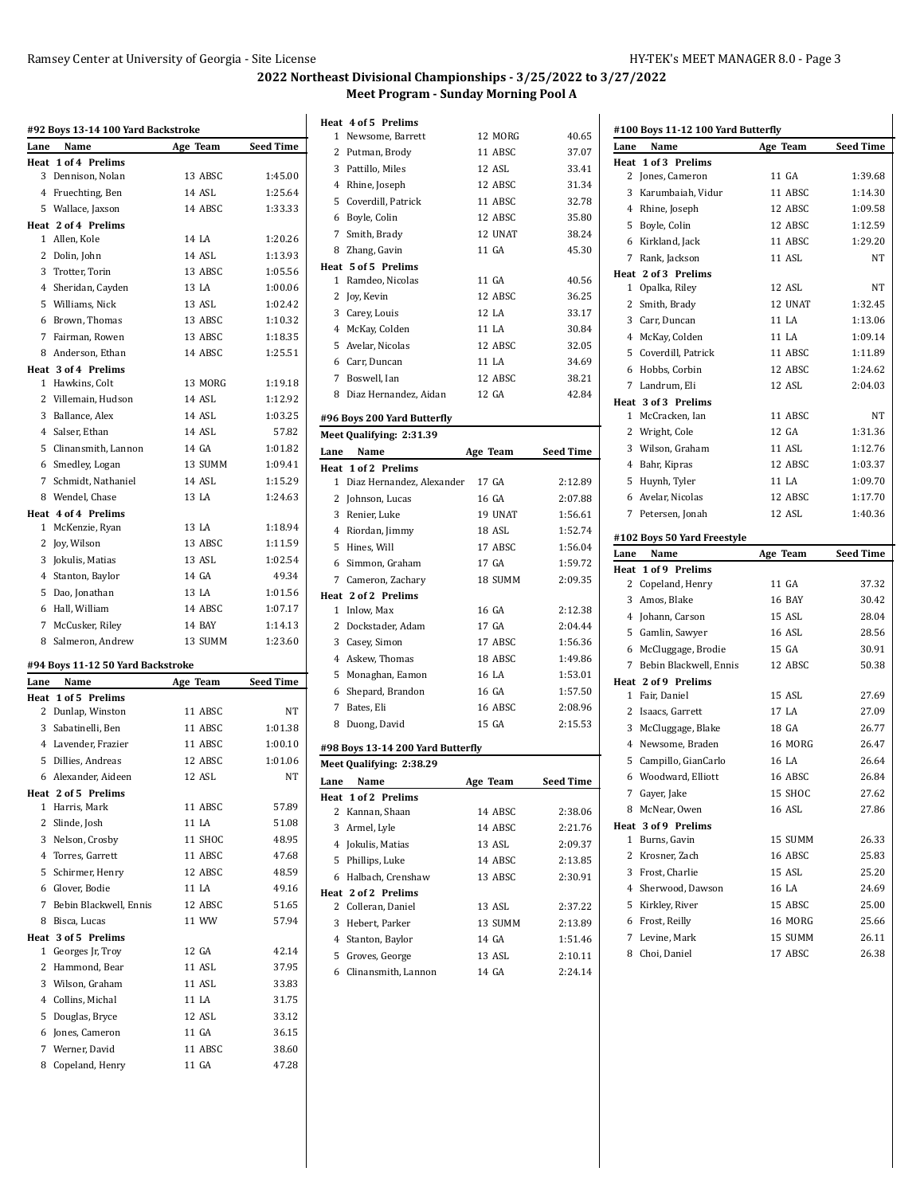# 2022 Northeast Divisional Championships - 3/25/2022 to 3/27/2022

## Meet Program - Sunday Morning Pool A

### #92 Boys 13-14 100 Yard Backstroke

| Lane | Name | Age | Team | Seed Time |
|---|---|---|---|---|
| **Heat 1 of 4 Prelims** | | | | |
| 3 | Dennison, Nolan | 13 | ABSC | 1:45.00 |
| 4 | Fruechting, Ben | 14 | ASL | 1:25.64 |
| 5 | Wallace, Jaxson | 14 | ABSC | 1:33.33 |
| **Heat 2 of 4 Prelims** | | | | |
| 1 | Allen, Kole | 14 | LA | 1:20.26 |
| 2 | Dolin, John | 14 | ASL | 1:13.93 |
| 3 | Trotter, Torin | 13 | ABSC | 1:05.56 |
| 4 | Sheridan, Cayden | 13 | LA | 1:00.06 |
| 5 | Williams, Nick | 13 | ASL | 1:02.42 |
| 6 | Brown, Thomas | 13 | ABSC | 1:10.32 |
| 7 | Fairman, Rowen | 13 | ABSC | 1:18.35 |
| 8 | Anderson, Ethan | 14 | ABSC | 1:25.51 |
| **Heat 3 of 4 Prelims** | | | | |
| 1 | Hawkins, Colt | 13 | MORG | 1:19.18 |
| 2 | Villemain, Hudson | 14 | ASL | 1:12.92 |
| 3 | Ballance, Alex | 14 | ASL | 1:03.25 |
| 4 | Salser, Ethan | 14 | ASL | 57.82 |
| 5 | Clinansmith, Lannon | 14 | GA | 1:01.82 |
| 6 | Smedley, Logan | 13 | SUMM | 1:09.41 |
| 7 | Schmidt, Nathaniel | 14 | ASL | 1:15.29 |
| 8 | Wendel, Chase | 13 | LA | 1:24.63 |
| **Heat 4 of 4 Prelims** | | | | |
| 1 | McKenzie, Ryan | 13 | LA | 1:18.94 |
| 2 | Joy, Wilson | 13 | ABSC | 1:11.59 |
| 3 | Jokulis, Matias | 13 | ASL | 1:02.54 |
| 4 | Stanton, Baylor | 14 | GA | 49.34 |
| 5 | Dao, Jonathan | 13 | LA | 1:01.56 |
| 6 | Hall, William | 14 | ABSC | 1:07.17 |
| 7 | McCusker, Riley | 14 | BAY | 1:14.13 |
| 8 | Salmeron, Andrew | 13 | SUMM | 1:23.60 |

### #94 Boys 11-12 50 Yard Backstroke

| Lane | Name | Age | Team | Seed Time |
|---|---|---|---|---|
| **Heat 1 of 5 Prelims** | | | | |
| 2 | Dunlap, Winston | 11 | ABSC | NT |
| 3 | Sabatinelli, Ben | 11 | ABSC | 1:01.38 |
| 4 | Lavender, Frazier | 11 | ABSC | 1:00.10 |
| 5 | Dillies, Andreas | 12 | ABSC | 1:01.06 |
| 6 | Alexander, Aideen | 12 | ASL | NT |
| **Heat 2 of 5 Prelims** | | | | |
| 1 | Harris, Mark | 11 | ABSC | 57.89 |
| 2 | Slinde, Josh | 11 | LA | 51.08 |
| 3 | Nelson, Crosby | 11 | SHOC | 48.95 |
| 4 | Torres, Garrett | 11 | ABSC | 47.68 |
| 5 | Schirmer, Henry | 12 | ABSC | 48.59 |
| 6 | Glover, Bodie | 11 | LA | 49.16 |
| 7 | Bebin Blackwell, Ennis | 12 | ABSC | 51.65 |
| 8 | Bisca, Lucas | 11 | WW | 57.94 |
| **Heat 3 of 5 Prelims** | | | | |
| 1 | Georges Jr, Troy | 12 | GA | 42.14 |
| 2 | Hammond, Bear | 11 | ASL | 37.95 |
| 3 | Wilson, Graham | 11 | ASL | 33.83 |
| 4 | Collins, Michal | 11 | LA | 31.75 |
| 5 | Douglas, Bryce | 12 | ASL | 33.12 |
| 6 | Jones, Cameron | 11 | GA | 36.15 |
| 7 | Werner, David | 11 | ABSC | 38.60 |
| 8 | Copeland, Henry | 11 | GA | 47.28 |
| **Heat 4 of 5 Prelims** | | | | |
| 1 | Newsome, Barrett | 12 | MORG | 40.65 |
| 2 | Putman, Brody | 11 | ABSC | 37.07 |
| 3 | Pattillo, Miles | 12 | ASL | 33.41 |
| 4 | Rhine, Joseph | 12 | ABSC | 31.34 |
| 5 | Coverdill, Patrick | 11 | ABSC | 32.78 |
| 6 | Boyle, Colin | 12 | ABSC | 35.80 |
| 7 | Smith, Brady | 12 | UNAT | 38.24 |
| 8 | Zhang, Gavin | 11 | GA | 45.30 |
| **Heat 5 of 5 Prelims** | | | | |
| 1 | Ramdeo, Nicolas | 11 | GA | 40.56 |
| 2 | Joy, Kevin | 12 | ABSC | 36.25 |
| 3 | Carey, Louis | 12 | LA | 33.17 |
| 4 | McKay, Colden | 11 | LA | 30.84 |
| 5 | Avelar, Nicolas | 12 | ABSC | 32.05 |
| 6 | Carr, Duncan | 11 | LA | 34.69 |
| 7 | Boswell, Ian | 12 | ABSC | 38.21 |
| 8 | Diaz Hernandez, Aidan | 12 | GA | 42.84 |

### #96 Boys 200 Yard Butterfly

**Meet Qualifying: 2:31.39**

| Lane | Name | Age | Team | Seed Time |
|---|---|---|---|---|
| **Heat 1 of 2 Prelims** | | | | |
| 1 | Diaz Hernandez, Alexander | 17 | GA | 2:12.89 |
| 2 | Johnson, Lucas | 16 | GA | 2:07.88 |
| 3 | Renier, Luke | 19 | UNAT | 1:56.61 |
| 4 | Riordan, Jimmy | 18 | ASL | 1:52.74 |
| 5 | Hines, Will | 17 | ABSC | 1:56.04 |
| 6 | Simmon, Graham | 17 | GA | 1:59.72 |
| 7 | Cameron, Zachary | 18 | SUMM | 2:09.35 |
| **Heat 2 of 2 Prelims** | | | | |
| 1 | Inlow, Max | 16 | GA | 2:12.38 |
| 2 | Dockstader, Adam | 17 | GA | 2:04.44 |
| 3 | Casey, Simon | 17 | ABSC | 1:56.36 |
| 4 | Askew, Thomas | 18 | ABSC | 1:49.86 |
| 5 | Monaghan, Eamon | 16 | LA | 1:53.01 |
| 6 | Shepard, Brandon | 16 | GA | 1:57.50 |
| 7 | Bates, Eli | 16 | ABSC | 2:08.96 |
| 8 | Duong, David | 15 | GA | 2:15.53 |

### #98 Boys 13-14 200 Yard Butterfly

**Meet Qualifying: 2:38.29**

| Lane | Name | Age | Team | Seed Time |
|---|---|---|---|---|
| **Heat 1 of 2 Prelims** | | | | |
| 2 | Kannan, Shaan | 14 | ABSC | 2:38.06 |
| 3 | Armel, Lyle | 14 | ABSC | 2:21.76 |
| 4 | Jokulis, Matias | 13 | ASL | 2:09.37 |
| 5 | Phillips, Luke | 14 | ABSC | 2:13.85 |
| 6 | Halbach, Crenshaw | 13 | ABSC | 2:30.91 |
| **Heat 2 of 2 Prelims** | | | | |
| 2 | Colleran, Daniel | 13 | ASL | 2:37.22 |
| 3 | Hebert, Parker | 13 | SUMM | 2:13.89 |
| 4 | Stanton, Baylor | 14 | GA | 1:51.46 |
| 5 | Groves, George | 13 | ASL | 2:10.11 |
| 6 | Clinansmith, Lannon | 14 | GA | 2:24.14 |

### #100 Boys 11-12 100 Yard Butterfly

| Lane | Name | Age | Team | Seed Time |
|---|---|---|---|---|
| **Heat 1 of 3 Prelims** | | | | |
| 2 | Jones, Cameron | 11 | GA | 1:39.68 |
| 3 | Karumbaiah, Vidur | 11 | ABSC | 1:14.30 |
| 4 | Rhine, Joseph | 12 | ABSC | 1:09.58 |
| 5 | Boyle, Colin | 12 | ABSC | 1:12.59 |
| 6 | Kirkland, Jack | 11 | ABSC | 1:29.20 |
| 7 | Rank, Jackson | 11 | ASL | NT |
| **Heat 2 of 3 Prelims** | | | | |
| 1 | Opalka, Riley | 12 | ASL | NT |
| 2 | Smith, Brady | 12 | UNAT | 1:32.45 |
| 3 | Carr, Duncan | 11 | LA | 1:13.06 |
| 4 | McKay, Colden | 11 | LA | 1:09.14 |
| 5 | Coverdill, Patrick | 11 | ABSC | 1:11.89 |
| 6 | Hobbs, Corbin | 12 | ABSC | 1:24.62 |
| 7 | Landrum, Eli | 12 | ASL | 2:04.03 |
| **Heat 3 of 3 Prelims** | | | | |
| 1 | McCracken, Ian | 11 | ABSC | NT |
| 2 | Wright, Cole | 12 | GA | 1:31.36 |
| 3 | Wilson, Graham | 11 | ASL | 1:12.76 |
| 4 | Bahr, Kipras | 12 | ABSC | 1:03.37 |
| 5 | Huynh, Tyler | 11 | LA | 1:09.70 |
| 6 | Avelar, Nicolas | 12 | ABSC | 1:17.70 |
| 7 | Petersen, Jonah | 12 | ASL | 1:40.36 |

### #102 Boys 50 Yard Freestyle

| Lane | Name | Age | Team | Seed Time |
|---|---|---|---|---|
| **Heat 1 of 9 Prelims** | | | | |
| 2 | Copeland, Henry | 11 | GA | 37.32 |
| 3 | Amos, Blake | 16 | BAY | 30.42 |
| 4 | Johann, Carson | 15 | ASL | 28.04 |
| 5 | Gamlin, Sawyer | 16 | ASL | 28.56 |
| 6 | McCluggage, Brodie | 15 | GA | 30.91 |
| 7 | Bebin Blackwell, Ennis | 12 | ABSC | 50.38 |
| **Heat 2 of 9 Prelims** | | | | |
| 1 | Fair, Daniel | 15 | ASL | 27.69 |
| 2 | Isaacs, Garrett | 17 | LA | 27.09 |
| 3 | McCluggage, Blake | 18 | GA | 26.77 |
| 4 | Newsome, Braden | 16 | MORG | 26.47 |
| 5 | Campillo, GianCarlo | 16 | LA | 26.64 |
| 6 | Woodward, Elliott | 16 | ABSC | 26.84 |
| 7 | Gayer, Jake | 15 | SHOC | 27.62 |
| 8 | McNear, Owen | 16 | ASL | 27.86 |
| **Heat 3 of 9 Prelims** | | | | |
| 1 | Burns, Gavin | 15 | SUMM | 26.33 |
| 2 | Krosner, Zach | 16 | ABSC | 25.83 |
| 3 | Frost, Charlie | 15 | ASL | 25.20 |
| 4 | Sherwood, Dawson | 16 | LA | 24.69 |
| 5 | Kirkley, River | 15 | ABSC | 25.00 |
| 6 | Frost, Reilly | 16 | MORG | 25.66 |
| 7 | Levine, Mark | 15 | SUMM | 26.11 |
| 8 | Choi, Daniel | 17 | ABSC | 26.38 |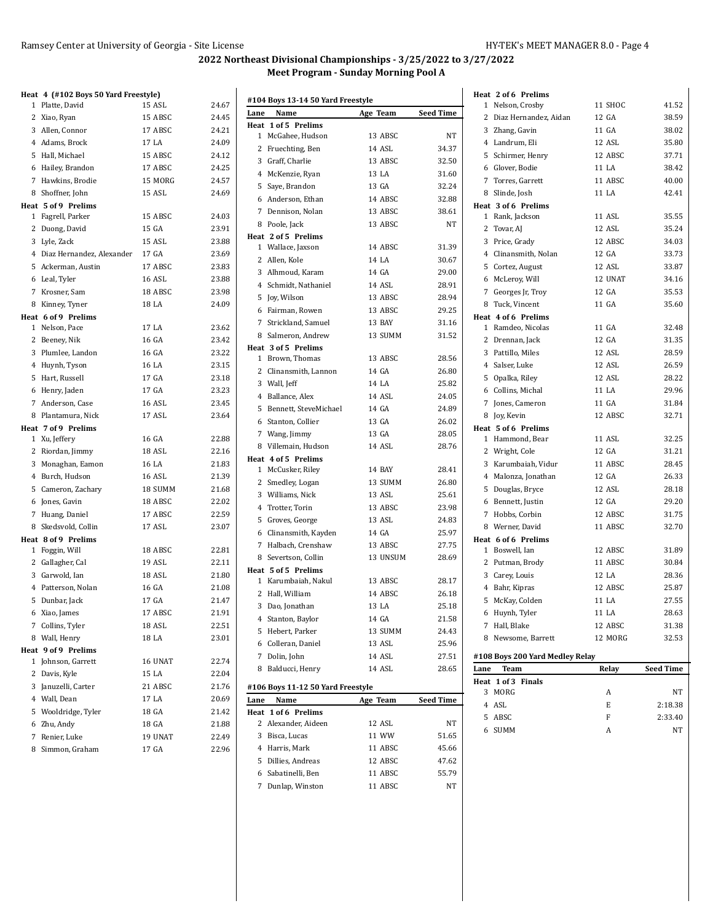# 2022 Northeast Divisional Championships - 3/25/2022 to 3/27/2022

## Meet Program - Sunday Morning Pool A

### Heat 4 (#102 Boys 50 Yard Freestyle)

| Lane | Name | Age Team | Seed Time |
|---|---|---|---|
| 1 | Platte, David | 15 ASL | 24.67 |
| 2 | Xiao, Ryan | 15 ABSC | 24.45 |
| 3 | Allen, Connor | 17 ABSC | 24.21 |
| 4 | Adams, Brock | 17 LA | 24.09 |
| 5 | Hall, Michael | 15 ABSC | 24.12 |
| 6 | Hailey, Brandon | 17 ABSC | 24.25 |
| 7 | Hawkins, Brodie | 15 MORG | 24.57 |
| 8 | Shoffner, John | 15 ASL | 24.69 |
| **Heat 5 of 9 Prelims** | | | |
| 1 | Fagrell, Parker | 15 ABSC | 24.03 |
| 2 | Duong, David | 15 GA | 23.91 |
| 3 | Lyle, Zack | 15 ASL | 23.88 |
| 4 | Diaz Hernandez, Alexander | 17 GA | 23.69 |
| 5 | Ackerman, Austin | 17 ABSC | 23.83 |
| 6 | Leal, Tyler | 16 ASL | 23.88 |
| 7 | Krosner, Sam | 18 ABSC | 23.98 |
| 8 | Kinney, Tyner | 18 LA | 24.09 |
| **Heat 6 of 9 Prelims** | | | |
| 1 | Nelson, Pace | 17 LA | 23.62 |
| 2 | Beeney, Nik | 16 GA | 23.42 |
| 3 | Plumlee, Landon | 16 GA | 23.22 |
| 4 | Huynh, Tyson | 16 LA | 23.15 |
| 5 | Hart, Russell | 17 GA | 23.18 |
| 6 | Henry, Jaden | 17 GA | 23.23 |
| 7 | Anderson, Case | 16 ASL | 23.45 |
| 8 | Plantamura, Nick | 17 ASL | 23.64 |
| **Heat 7 of 9 Prelims** | | | |
| 1 | Xu, Jeffery | 16 GA | 22.88 |
| 2 | Riordan, Jimmy | 18 ASL | 22.16 |
| 3 | Monaghan, Eamon | 16 LA | 21.83 |
| 4 | Burch, Hudson | 16 ASL | 21.39 |
| 5 | Cameron, Zachary | 18 SUMM | 21.68 |
| 6 | Jones, Gavin | 18 ABSC | 22.02 |
| 7 | Huang, Daniel | 17 ABSC | 22.59 |
| 8 | Skedsvold, Collin | 17 ASL | 23.07 |
| **Heat 8 of 9 Prelims** | | | |
| 1 | Foggin, Will | 18 ABSC | 22.81 |
| 2 | Gallagher, Cal | 19 ASL | 22.11 |
| 3 | Garwold, Ian | 18 ASL | 21.80 |
| 4 | Patterson, Nolan | 16 GA | 21.08 |
| 5 | Dunbar, Jack | 17 GA | 21.47 |
| 6 | Xiao, James | 17 ABSC | 21.91 |
| 7 | Collins, Tyler | 18 ASL | 22.51 |
| 8 | Wall, Henry | 18 LA | 23.01 |
| **Heat 9 of 9 Prelims** | | | |
| 1 | Johnson, Garrett | 16 UNAT | 22.74 |
| 2 | Davis, Kyle | 15 LA | 22.04 |
| 3 | Januzelli, Carter | 21 ABSC | 21.76 |
| 4 | Wall, Dean | 17 LA | 20.69 |
| 5 | Wooldridge, Tyler | 18 GA | 21.42 |
| 6 | Zhu, Andy | 18 GA | 21.88 |
| 7 | Renier, Luke | 19 UNAT | 22.49 |
| 8 | Simmon, Graham | 17 GA | 22.96 |

### #104 Boys 13-14 50 Yard Freestyle

| Lane | Name | Age Team | Seed Time |
|---|---|---|---|
| **Heat 1 of 5 Prelims** | | | |
| 1 | McGahee, Hudson | 13 ABSC | NT |
| 2 | Fruechting, Ben | 14 ASL | 34.37 |
| 3 | Graff, Charlie | 13 ABSC | 32.50 |
| 4 | McKenzie, Ryan | 13 LA | 31.60 |
| 5 | Saye, Brandon | 13 GA | 32.24 |
| 6 | Anderson, Ethan | 14 ABSC | 32.88 |
| 7 | Dennison, Nolan | 13 ABSC | 38.61 |
| 8 | Poole, Jack | 13 ABSC | NT |
| **Heat 2 of 5 Prelims** | | | |
| 1 | Wallace, Jaxson | 14 ABSC | 31.39 |
| 2 | Allen, Kole | 14 LA | 30.67 |
| 3 | Alhmoud, Karam | 14 GA | 29.00 |
| 4 | Schmidt, Nathaniel | 14 ASL | 28.91 |
| 5 | Joy, Wilson | 13 ABSC | 28.94 |
| 6 | Fairman, Rowen | 13 ABSC | 29.25 |
| 7 | Strickland, Samuel | 13 BAY | 31.16 |
| 8 | Salmeron, Andrew | 13 SUMM | 31.52 |
| **Heat 3 of 5 Prelims** | | | |
| 1 | Brown, Thomas | 13 ABSC | 28.56 |
| 2 | Clinansmith, Lannon | 14 GA | 26.80 |
| 3 | Wall, Jeff | 14 LA | 25.82 |
| 4 | Ballance, Alex | 14 ASL | 24.05 |
| 5 | Bennett, SteveMichael | 14 GA | 24.89 |
| 6 | Stanton, Collier | 13 GA | 26.02 |
| 7 | Wang, Jimmy | 13 GA | 28.05 |
| 8 | Villemain, Hudson | 14 ASL | 28.76 |
| **Heat 4 of 5 Prelims** | | | |
| 1 | McCusker, Riley | 14 BAY | 28.41 |
| 2 | Smedley, Logan | 13 SUMM | 26.80 |
| 3 | Williams, Nick | 13 ASL | 25.61 |
| 4 | Trotter, Torin | 13 ABSC | 23.98 |
| 5 | Groves, George | 13 ASL | 24.83 |
| 6 | Clinansmith, Kayden | 14 GA | 25.97 |
| 7 | Halbach, Crenshaw | 13 ABSC | 27.75 |
| 8 | Severtson, Collin | 13 UNSUM | 28.69 |
| **Heat 5 of 5 Prelims** | | | |
| 1 | Karumbaiah, Nakul | 13 ABSC | 28.17 |
| 2 | Hall, William | 14 ABSC | 26.18 |
| 3 | Dao, Jonathan | 13 LA | 25.18 |
| 4 | Stanton, Baylor | 14 GA | 21.58 |
| 5 | Hebert, Parker | 13 SUMM | 24.43 |
| 6 | Colleran, Daniel | 13 ASL | 25.96 |
| 7 | Dolin, John | 14 ASL | 27.51 |
| 8 | Balducci, Henry | 14 ASL | 28.65 |

### #106 Boys 11-12 50 Yard Freestyle

| Lane | Name | Age Team | Seed Time |
|---|---|---|---|
| **Heat 1 of 6 Prelims** | | | |
| 2 | Alexander, Aideen | 12 ASL | NT |
| 3 | Bisca, Lucas | 11 WW | 51.65 |
| 4 | Harris, Mark | 11 ABSC | 45.66 |
| 5 | Dillies, Andreas | 12 ABSC | 47.62 |
| 6 | Sabatinelli, Ben | 11 ABSC | 55.79 |
| 7 | Dunlap, Winston | 11 ABSC | NT |
| **Heat 2 of 6 Prelims** | | | |
| 1 | Nelson, Crosby | 11 SHOC | 41.52 |
| 2 | Diaz Hernandez, Aidan | 12 GA | 38.59 |
| 3 | Zhang, Gavin | 11 GA | 38.02 |
| 4 | Landrum, Eli | 12 ASL | 35.80 |
| 5 | Schirmer, Henry | 12 ABSC | 37.71 |
| 6 | Glover, Bodie | 11 LA | 38.42 |
| 7 | Torres, Garrett | 11 ABSC | 40.00 |
| 8 | Slinde, Josh | 11 LA | 42.41 |
| **Heat 3 of 6 Prelims** | | | |
| 1 | Rank, Jackson | 11 ASL | 35.55 |
| 2 | Tovar, AJ | 12 ASL | 35.24 |
| 3 | Price, Grady | 12 ABSC | 34.03 |
| 4 | Clinansmith, Nolan | 12 GA | 33.73 |
| 5 | Cortez, August | 12 ASL | 33.87 |
| 6 | McLeroy, Will | 12 UNAT | 34.16 |
| 7 | Georges Jr, Troy | 12 GA | 35.53 |
| 8 | Tuck, Vincent | 11 GA | 35.60 |
| **Heat 4 of 6 Prelims** | | | |
| 1 | Ramdeo, Nicolas | 11 GA | 32.48 |
| 2 | Drennan, Jack | 12 GA | 31.35 |
| 3 | Pattillo, Miles | 12 ASL | 28.59 |
| 4 | Salser, Luke | 12 ASL | 26.59 |
| 5 | Opalka, Riley | 12 ASL | 28.22 |
| 6 | Collins, Michal | 11 LA | 29.96 |
| 7 | Jones, Cameron | 11 GA | 31.84 |
| 8 | Joy, Kevin | 12 ABSC | 32.71 |
| **Heat 5 of 6 Prelims** | | | |
| 1 | Hammond, Bear | 11 ASL | 32.25 |
| 2 | Wright, Cole | 12 GA | 31.21 |
| 3 | Karumbaiah, Vidur | 11 ABSC | 28.45 |
| 4 | Malonza, Jonathan | 12 GA | 26.33 |
| 5 | Douglas, Bryce | 12 ASL | 28.18 |
| 6 | Bennett, Justin | 12 GA | 29.20 |
| 7 | Hobbs, Corbin | 12 ABSC | 31.75 |
| 8 | Werner, David | 11 ABSC | 32.70 |
| **Heat 6 of 6 Prelims** | | | |
| 1 | Boswell, Ian | 12 ABSC | 31.89 |
| 2 | Putman, Brody | 11 ABSC | 30.84 |
| 3 | Carey, Louis | 12 LA | 28.36 |
| 4 | Bahr, Kipras | 12 ABSC | 25.87 |
| 5 | McKay, Colden | 11 LA | 27.55 |
| 6 | Huynh, Tyler | 11 LA | 28.63 |
| 7 | Hall, Blake | 12 ABSC | 31.38 |
| 8 | Newsome, Barrett | 12 MORG | 32.53 |

### #108 Boys 200 Yard Medley Relay

| Lane | Team | Relay | Seed Time |
|---|---|---|---|
| **Heat 1 of 3 Finals** | | | |
| 3 | MORG | A | NT |
| 4 | ASL | E | 2:18.38 |
| 5 | ABSC | F | 2:33.40 |
| 6 | SUMM | A | NT |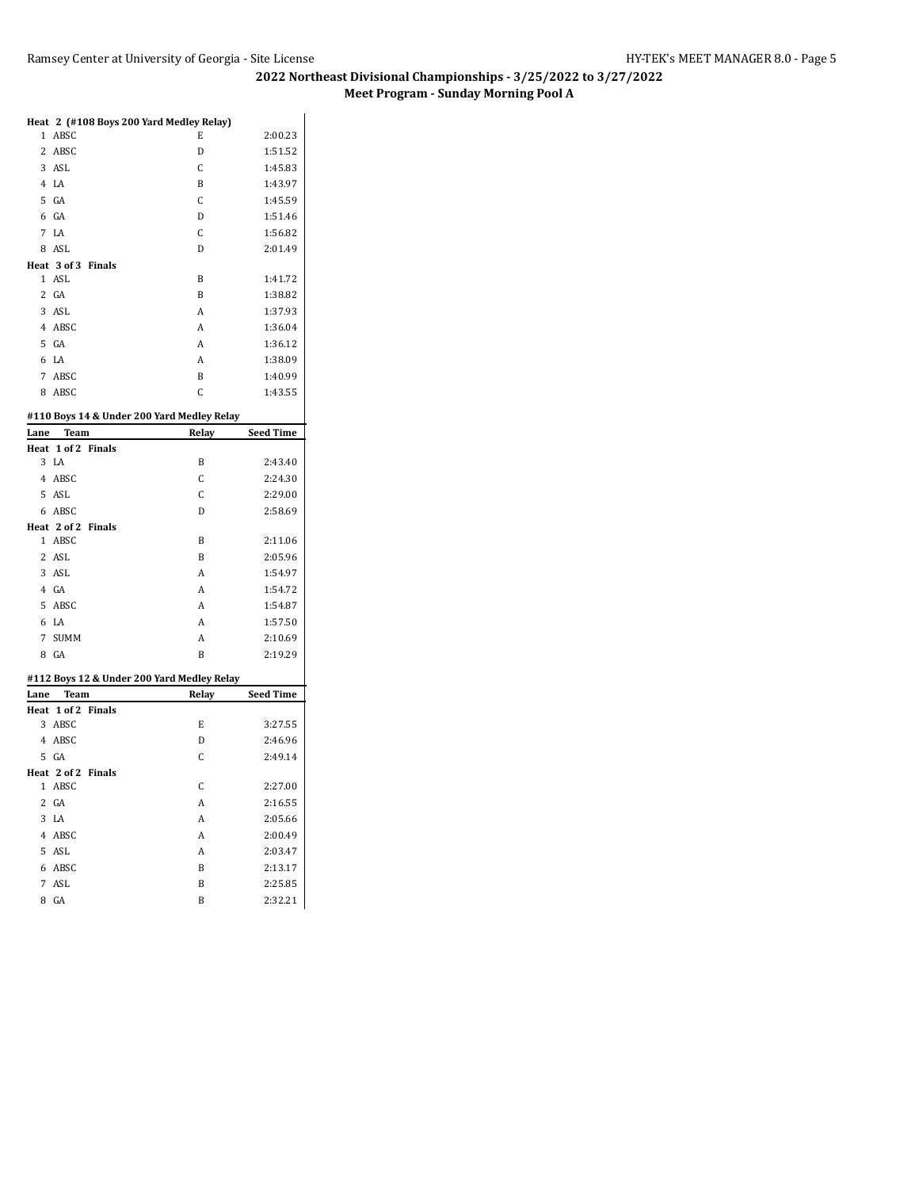## 2022 Northeast Divisional Championships - 3/25/2022 to 3/27/2022
### Meet Program - Sunday Morning Pool A

**Heat 2 (#108 Boys 200 Yard Medley Relay)**

| Lane | Team | Relay | Seed Time |
|---|---|---|---|
| 1 | ABSC | E | 2:00.23 |
| 2 | ABSC | D | 1:51.52 |
| 3 | ASL | C | 1:45.83 |
| 4 | LA | B | 1:43.97 |
| 5 | GA | C | 1:45.59 |
| 6 | GA | D | 1:51.46 |
| 7 | LA | C | 1:56.82 |
| 8 | ASL | D | 2:01.49 |
| **Heat 3 of 3 Finals** | | | |
| 1 | ASL | B | 1:41.72 |
| 2 | GA | B | 1:38.82 |
| 3 | ASL | A | 1:37.93 |
| 4 | ABSC | A | 1:36.04 |
| 5 | GA | A | 1:36.12 |
| 6 | LA | A | 1:38.09 |
| 7 | ABSC | B | 1:40.99 |
| 8 | ABSC | C | 1:43.55 |

**#110 Boys 14 & Under 200 Yard Medley Relay**

| Lane | Team | Relay | Seed Time |
|---|---|---|---|
| **Heat 1 of 2 Finals** | | | |
| 3 | LA | B | 2:43.40 |
| 4 | ABSC | C | 2:24.30 |
| 5 | ASL | C | 2:29.00 |
| 6 | ABSC | D | 2:58.69 |
| **Heat 2 of 2 Finals** | | | |
| 1 | ABSC | B | 2:11.06 |
| 2 | ASL | B | 2:05.96 |
| 3 | ASL | A | 1:54.97 |
| 4 | GA | A | 1:54.72 |
| 5 | ABSC | A | 1:54.87 |
| 6 | LA | A | 1:57.50 |
| 7 | SUMM | A | 2:10.69 |
| 8 | GA | B | 2:19.29 |

**#112 Boys 12 & Under 200 Yard Medley Relay**

| Lane | Team | Relay | Seed Time |
|---|---|---|---|
| **Heat 1 of 2 Finals** | | | |
| 3 | ABSC | E | 3:27.55 |
| 4 | ABSC | D | 2:46.96 |
| 5 | GA | C | 2:49.14 |
| **Heat 2 of 2 Finals** | | | |
| 1 | ABSC | C | 2:27.00 |
| 2 | GA | A | 2:16.55 |
| 3 | LA | A | 2:05.66 |
| 4 | ABSC | A | 2:00.49 |
| 5 | ASL | A | 2:03.47 |
| 6 | ABSC | B | 2:13.17 |
| 7 | ASL | B | 2:25.85 |
| 8 | GA | B | 2:32.21 |